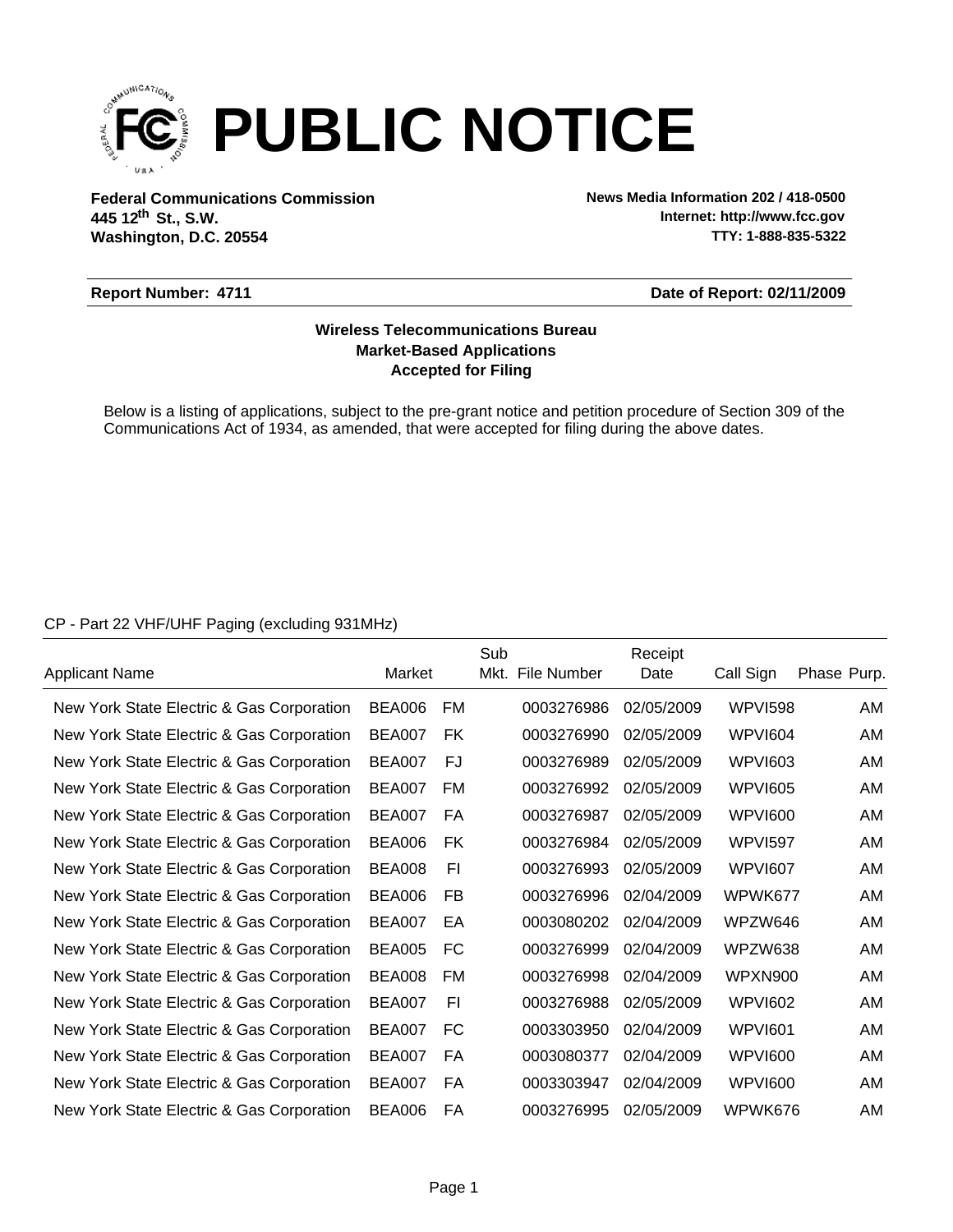# PUBLIC NOTICE

**Federal Communications Commission**
**445 12th St., S.W.**
**Washington, D.C. 20554**

**News Media Information 202 / 418-0500**
**Internet: http://www.fcc.gov**
**TTY: 1-888-835-5322**

**Report Number: 4711** | **Date of Report: 02/11/2009**

**Wireless Telecommunications Bureau**
**Market-Based Applications**
**Accepted for Filing**

Below is a listing of applications, subject to the pre-grant notice and petition procedure of Section 309 of the Communications Act of 1934, as amended, that were accepted for filing during the above dates.

CP - Part 22 VHF/UHF Paging (excluding 931MHz)

| Applicant Name | Market | | Sub Mkt. | File Number | Receipt Date | Call Sign | Phase | Purp. |
|---|---|---|---|---|---|---|---|---|
| New York State Electric & Gas Corporation | BEA006 | FM | | 0003276986 | 02/05/2009 | WPVI598 | | AM |
| New York State Electric & Gas Corporation | BEA007 | FK | | 0003276990 | 02/05/2009 | WPVI604 | | AM |
| New York State Electric & Gas Corporation | BEA007 | FJ | | 0003276989 | 02/05/2009 | WPVI603 | | AM |
| New York State Electric & Gas Corporation | BEA007 | FM | | 0003276992 | 02/05/2009 | WPVI605 | | AM |
| New York State Electric & Gas Corporation | BEA007 | FA | | 0003276987 | 02/05/2009 | WPVI600 | | AM |
| New York State Electric & Gas Corporation | BEA006 | FK | | 0003276984 | 02/05/2009 | WPVI597 | | AM |
| New York State Electric & Gas Corporation | BEA008 | FI | | 0003276993 | 02/05/2009 | WPVI607 | | AM |
| New York State Electric & Gas Corporation | BEA006 | FB | | 0003276996 | 02/04/2009 | WPWK677 | | AM |
| New York State Electric & Gas Corporation | BEA007 | EA | | 0003080202 | 02/04/2009 | WPZW646 | | AM |
| New York State Electric & Gas Corporation | BEA005 | FC | | 0003276999 | 02/04/2009 | WPZW638 | | AM |
| New York State Electric & Gas Corporation | BEA008 | FM | | 0003276998 | 02/04/2009 | WPXN900 | | AM |
| New York State Electric & Gas Corporation | BEA007 | FI | | 0003276988 | 02/05/2009 | WPVI602 | | AM |
| New York State Electric & Gas Corporation | BEA007 | FC | | 0003303950 | 02/04/2009 | WPVI601 | | AM |
| New York State Electric & Gas Corporation | BEA007 | FA | | 0003080377 | 02/04/2009 | WPVI600 | | AM |
| New York State Electric & Gas Corporation | BEA007 | FA | | 0003303947 | 02/04/2009 | WPVI600 | | AM |
| New York State Electric & Gas Corporation | BEA006 | FA | | 0003276995 | 02/05/2009 | WPWK676 | | AM |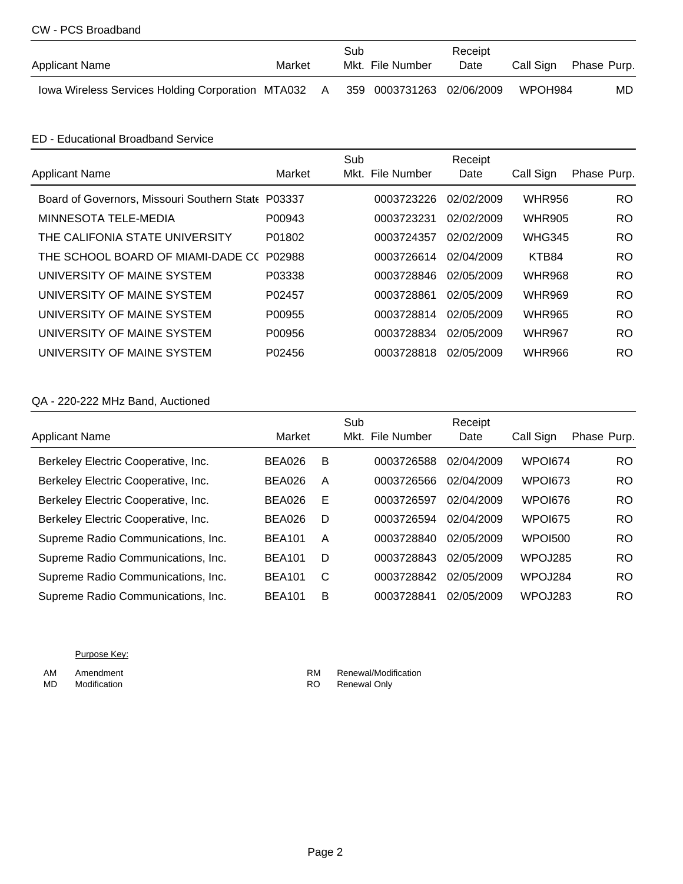CW - PCS Broadband

| Applicant Name | Market | | Sub Mkt. | File Number | Receipt Date | Call Sign | Phase | Purp. |
|---|---|---|---|---|---|---|---|---|
| Iowa Wireless Services Holding Corporation | MTA032 | A | 359 | 0003731263 | 02/06/2009 | WPOH984 | | MD |

ED - Educational Broadband Service

| Applicant Name | Market | | Sub Mkt. | File Number | Receipt Date | Call Sign | Phase | Purp. |
|---|---|---|---|---|---|---|---|---|
| Board of Governors, Missouri Southern State | P03337 | | | 0003723226 | 02/02/2009 | WHR956 | | RO |
| MINNESOTA TELE-MEDIA | P00943 | | | 0003723231 | 02/02/2009 | WHR905 | | RO |
| THE CALIFONIA STATE UNIVERSITY | P01802 | | | 0003724357 | 02/02/2009 | WHG345 | | RO |
| THE SCHOOL BOARD OF MIAMI-DADE CC | P02988 | | | 0003726614 | 02/04/2009 | KTB84 | | RO |
| UNIVERSITY OF MAINE SYSTEM | P03338 | | | 0003728846 | 02/05/2009 | WHR968 | | RO |
| UNIVERSITY OF MAINE SYSTEM | P02457 | | | 0003728861 | 02/05/2009 | WHR969 | | RO |
| UNIVERSITY OF MAINE SYSTEM | P00955 | | | 0003728814 | 02/05/2009 | WHR965 | | RO |
| UNIVERSITY OF MAINE SYSTEM | P00956 | | | 0003728834 | 02/05/2009 | WHR967 | | RO |
| UNIVERSITY OF MAINE SYSTEM | P02456 | | | 0003728818 | 02/05/2009 | WHR966 | | RO |

QA - 220-222 MHz Band, Auctioned

| Applicant Name | Market | | Sub Mkt. | File Number | Receipt Date | Call Sign | Phase | Purp. |
|---|---|---|---|---|---|---|---|---|
| Berkeley Electric Cooperative, Inc. | BEA026 | B | | 0003726588 | 02/04/2009 | WPOI674 | | RO |
| Berkeley Electric Cooperative, Inc. | BEA026 | A | | 0003726566 | 02/04/2009 | WPOI673 | | RO |
| Berkeley Electric Cooperative, Inc. | BEA026 | E | | 0003726597 | 02/04/2009 | WPOI676 | | RO |
| Berkeley Electric Cooperative, Inc. | BEA026 | D | | 0003726594 | 02/04/2009 | WPOI675 | | RO |
| Supreme Radio Communications, Inc. | BEA101 | A | | 0003728840 | 02/05/2009 | WPOI500 | | RO |
| Supreme Radio Communications, Inc. | BEA101 | D | | 0003728843 | 02/05/2009 | WPOJ285 | | RO |
| Supreme Radio Communications, Inc. | BEA101 | C | | 0003728842 | 02/05/2009 | WPOJ284 | | RO |
| Supreme Radio Communications, Inc. | BEA101 | B | | 0003728841 | 02/05/2009 | WPOJ283 | | RO |

Purpose Key:

AM Amendment
MD Modification
RM Renewal/Modification
RO Renewal Only